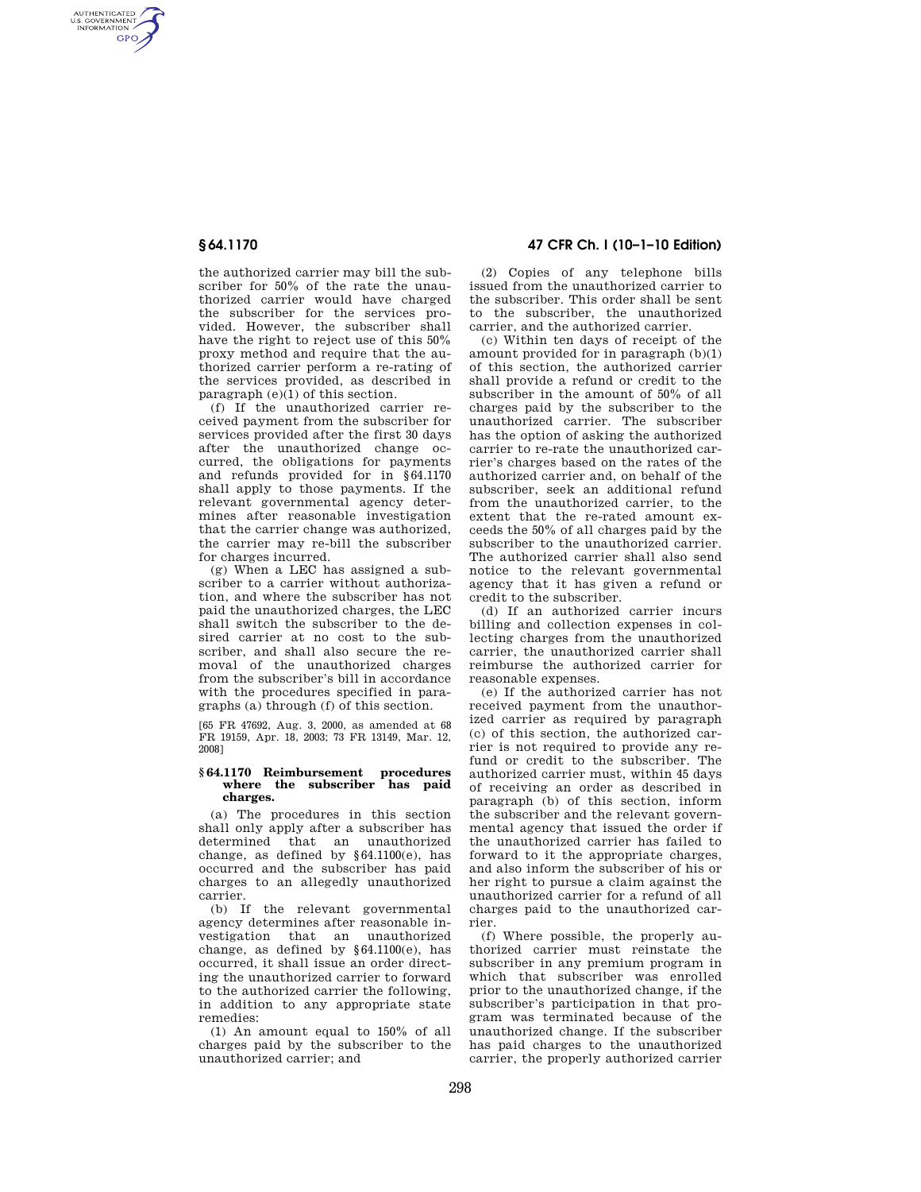the authorized carrier may bill the subscriber for 50% of the rate the unauthorized carrier would have charged the subscriber for the services provided. However, the subscriber shall have the right to reject use of this 50% proxy method and require that the authorized carrier perform a re-rating of the services provided, as described in paragraph (e)(1) of this section.

(f) If the unauthorized carrier received payment from the subscriber for services provided after the first 30 days after the unauthorized change occurred, the obligations for payments and refunds provided for in §64.1170 shall apply to those payments. If the relevant governmental agency determines after reasonable investigation that the carrier change was authorized, the carrier may re-bill the subscriber for charges incurred.

(g) When a LEC has assigned a subscriber to a carrier without authorization, and where the subscriber has not paid the unauthorized charges, the LEC shall switch the subscriber to the desired carrier at no cost to the subscriber, and shall also secure the removal of the unauthorized charges from the subscriber's bill in accordance with the procedures specified in paragraphs (a) through (f) of this section.

[65 FR 47692, Aug. 3, 2000, as amended at 68 FR 19159, Apr. 18, 2003; 73 FR 13149, Mar. 12, 2008]

### §64.1170 Reimbursement procedures where the subscriber has paid charges.

(a) The procedures in this section shall only apply after a subscriber has determined that an unauthorized change, as defined by §64.1100(e), has occurred and the subscriber has paid charges to an allegedly unauthorized carrier.

(b) If the relevant governmental agency determines after reasonable investigation that an unauthorized change, as defined by §64.1100(e), has occurred, it shall issue an order directing the unauthorized carrier to forward to the authorized carrier the following, in addition to any appropriate state remedies:

(1) An amount equal to 150% of all charges paid by the subscriber to the unauthorized carrier; and

(2) Copies of any telephone bills issued from the unauthorized carrier to the subscriber. This order shall be sent to the subscriber, the unauthorized carrier, and the authorized carrier.

(c) Within ten days of receipt of the amount provided for in paragraph (b)(1) of this section, the authorized carrier shall provide a refund or credit to the subscriber in the amount of 50% of all charges paid by the subscriber to the unauthorized carrier. The subscriber has the option of asking the authorized carrier to re-rate the unauthorized carrier's charges based on the rates of the authorized carrier and, on behalf of the subscriber, seek an additional refund from the unauthorized carrier, to the extent that the re-rated amount exceeds the 50% of all charges paid by the subscriber to the unauthorized carrier. The authorized carrier shall also send notice to the relevant governmental agency that it has given a refund or credit to the subscriber.

(d) If an authorized carrier incurs billing and collection expenses in collecting charges from the unauthorized carrier, the unauthorized carrier shall reimburse the authorized carrier for reasonable expenses.

(e) If the authorized carrier has not received payment from the unauthorized carrier as required by paragraph (c) of this section, the authorized carrier is not required to provide any refund or credit to the subscriber. The authorized carrier must, within 45 days of receiving an order as described in paragraph (b) of this section, inform the subscriber and the relevant governmental agency that issued the order if the unauthorized carrier has failed to forward to it the appropriate charges, and also inform the subscriber of his or her right to pursue a claim against the unauthorized carrier for a refund of all charges paid to the unauthorized carrier.

(f) Where possible, the properly authorized carrier must reinstate the subscriber in any premium program in which that subscriber was enrolled prior to the unauthorized change, if the subscriber's participation in that program was terminated because of the unauthorized change. If the subscriber has paid charges to the unauthorized carrier, the properly authorized carrier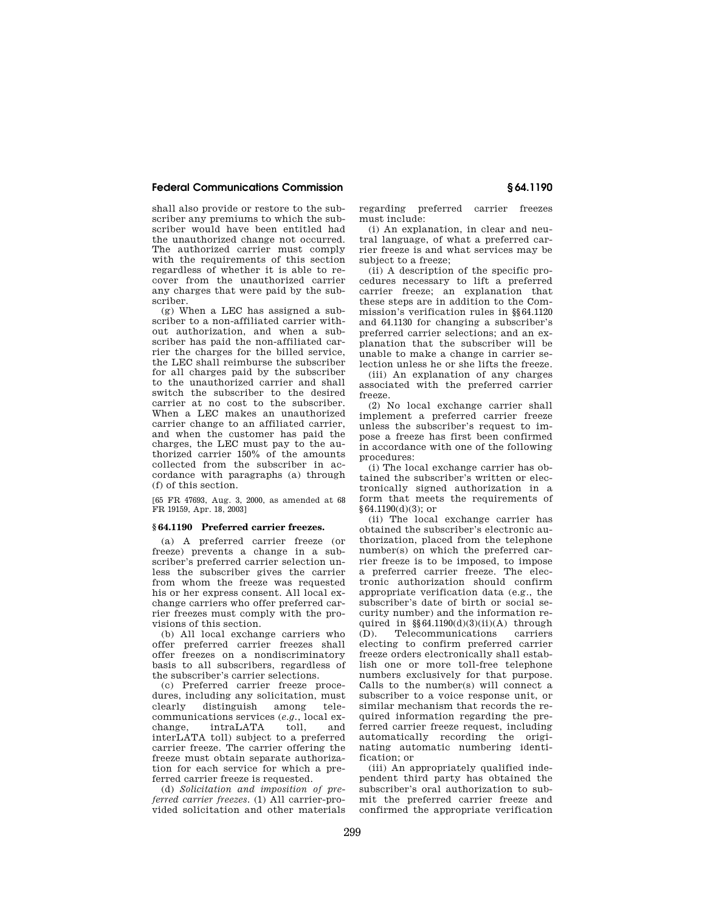shall also provide or restore to the subscriber any premiums to which the subscriber would have been entitled had the unauthorized change not occurred. The authorized carrier must comply with the requirements of this section regardless of whether it is able to recover from the unauthorized carrier any charges that were paid by the subscriber.

(g) When a LEC has assigned a subscriber to a non-affiliated carrier without authorization, and when a subscriber has paid the non-affiliated carrier the charges for the billed service, the LEC shall reimburse the subscriber for all charges paid by the subscriber to the unauthorized carrier and shall switch the subscriber to the desired carrier at no cost to the subscriber. When a LEC makes an unauthorized carrier change to an affiliated carrier, and when the customer has paid the charges, the LEC must pay to the authorized carrier 150% of the amounts collected from the subscriber in accordance with paragraphs (a) through (f) of this section.

[65 FR 47693, Aug. 3, 2000, as amended at 68 FR 19159, Apr. 18, 2003]

### § 64.1190 Preferred carrier freezes.

(a) A preferred carrier freeze (or freeze) prevents a change in a subscriber's preferred carrier selection unless the subscriber gives the carrier from whom the freeze was requested his or her express consent. All local exchange carriers who offer preferred carrier freezes must comply with the provisions of this section.

(b) All local exchange carriers who offer preferred carrier freezes shall offer freezes on a nondiscriminatory basis to all subscribers, regardless of the subscriber's carrier selections.

(c) Preferred carrier freeze procedures, including any solicitation, must clearly distinguish among telecommunications services (*e.g.*, local exchange, intraLATA toll, and interLATA toll) subject to a preferred carrier freeze. The carrier offering the freeze must obtain separate authorization for each service for which a preferred carrier freeze is requested.

(d) *Solicitation and imposition of preferred carrier freezes.* (1) All carrier-provided solicitation and other materials regarding preferred carrier freezes must include:

(i) An explanation, in clear and neutral language, of what a preferred carrier freeze is and what services may be subject to a freeze;

(ii) A description of the specific procedures necessary to lift a preferred carrier freeze; an explanation that these steps are in addition to the Commission's verification rules in §§ 64.1120 and 64.1130 for changing a subscriber's preferred carrier selections; and an explanation that the subscriber will be unable to make a change in carrier selection unless he or she lifts the freeze.

(iii) An explanation of any charges associated with the preferred carrier freeze.

(2) No local exchange carrier shall implement a preferred carrier freeze unless the subscriber's request to impose a freeze has first been confirmed in accordance with one of the following procedures:

(i) The local exchange carrier has obtained the subscriber's written or electronically signed authorization in a form that meets the requirements of § 64.1190(d)(3); or

(ii) The local exchange carrier has obtained the subscriber's electronic authorization, placed from the telephone number(s) on which the preferred carrier freeze is to be imposed, to impose a preferred carrier freeze. The electronic authorization should confirm appropriate verification data (e.g., the subscriber's date of birth or social security number) and the information required in §§ 64.1190(d)(3)(ii)(A) through (D). Telecommunications carriers electing to confirm preferred carrier freeze orders electronically shall establish one or more toll-free telephone numbers exclusively for that purpose. Calls to the number(s) will connect a subscriber to a voice response unit, or similar mechanism that records the required information regarding the preferred carrier freeze request, including automatically recording the originating automatic numbering identification; or

(iii) An appropriately qualified independent third party has obtained the subscriber's oral authorization to submit the preferred carrier freeze and confirmed the appropriate verification